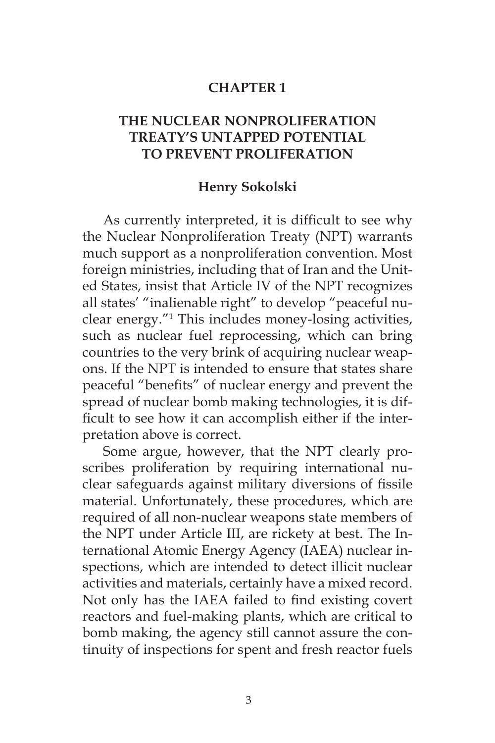# CHAPTER 1

## THE NUCLEAR NONPROLIFERATION TREATY'S UNTAPPED POTENTIAL TO PREVENT PROLIFERATION

### Henry Sokolski

As currently interpreted, it is difficult to see why the Nuclear Nonproliferation Treaty (NPT) warrants much support as a nonproliferation convention. Most foreign ministries, including that of Iran and the United States, insist that Article IV of the NPT recognizes all states' "inalienable right" to develop "peaceful nuclear energy."[1] This includes money-losing activities, such as nuclear fuel reprocessing, which can bring countries to the very brink of acquiring nuclear weapons. If the NPT is intended to ensure that states share peaceful "benefits" of nuclear energy and prevent the spread of nuclear bomb making technologies, it is difficult to see how it can accomplish either if the interpretation above is correct.

Some argue, however, that the NPT clearly proscribes proliferation by requiring international nuclear safeguards against military diversions of fissile material. Unfortunately, these procedures, which are required of all non-nuclear weapons state members of the NPT under Article III, are rickety at best. The International Atomic Energy Agency (IAEA) nuclear inspections, which are intended to detect illicit nuclear activities and materials, certainly have a mixed record. Not only has the IAEA failed to find existing covert reactors and fuel-making plants, which are critical to bomb making, the agency still cannot assure the continuity of inspections for spent and fresh reactor fuels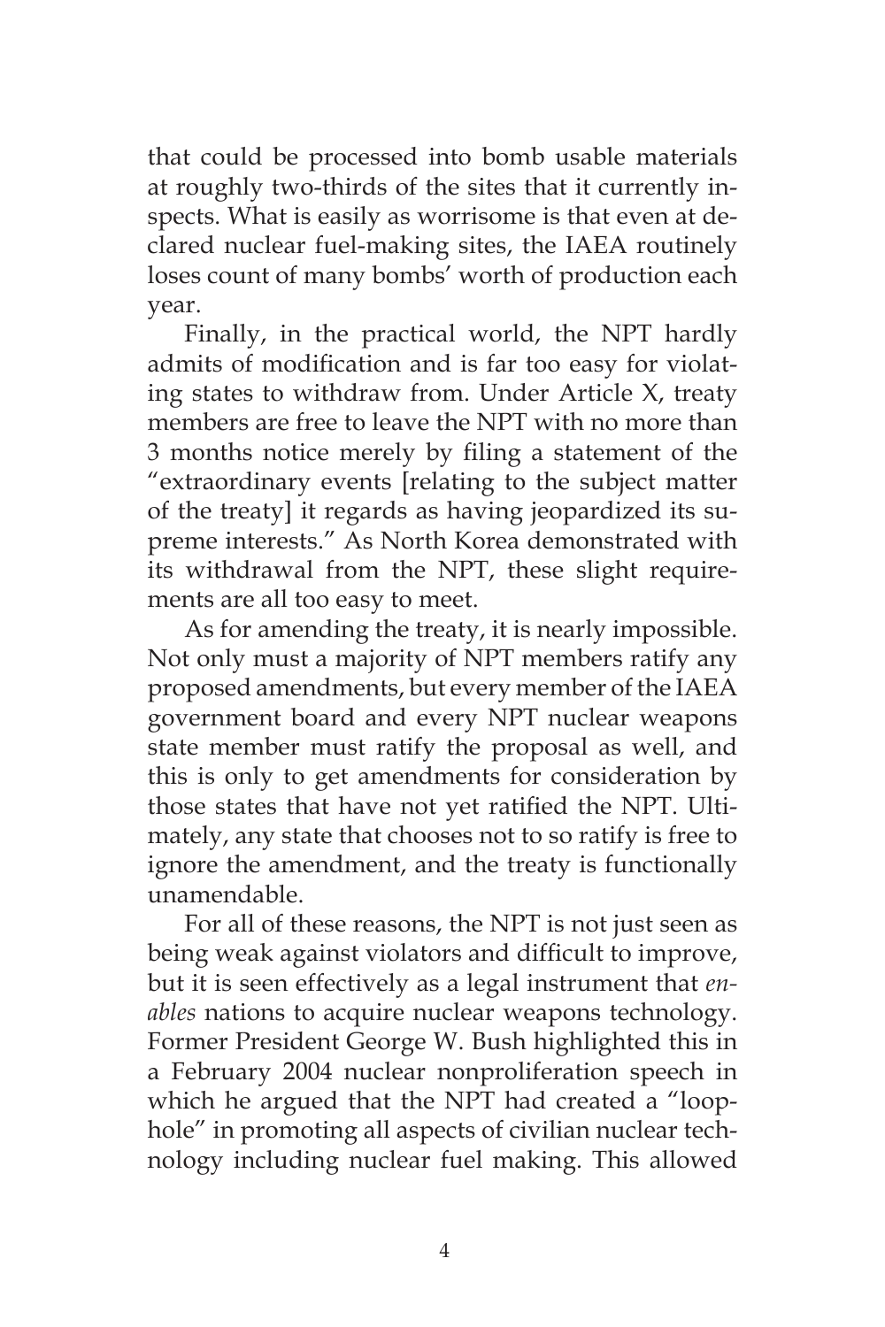that could be processed into bomb usable materials at roughly two-thirds of the sites that it currently inspects. What is easily as worrisome is that even at declared nuclear fuel-making sites, the IAEA routinely loses count of many bombs' worth of production each year.

Finally, in the practical world, the NPT hardly admits of modification and is far too easy for violating states to withdraw from. Under Article X, treaty members are free to leave the NPT with no more than 3 months notice merely by filing a statement of the "extraordinary events [relating to the subject matter of the treaty] it regards as having jeopardized its supreme interests." As North Korea demonstrated with its withdrawal from the NPT, these slight requirements are all too easy to meet.

As for amending the treaty, it is nearly impossible. Not only must a majority of NPT members ratify any proposed amendments, but every member of the IAEA government board and every NPT nuclear weapons state member must ratify the proposal as well, and this is only to get amendments for consideration by those states that have not yet ratified the NPT. Ultimately, any state that chooses not to so ratify is free to ignore the amendment, and the treaty is functionally unamendable.

For all of these reasons, the NPT is not just seen as being weak against violators and difficult to improve, but it is seen effectively as a legal instrument that *enables* nations to acquire nuclear weapons technology. Former President George W. Bush highlighted this in a February 2004 nuclear nonproliferation speech in which he argued that the NPT had created a "loophole" in promoting all aspects of civilian nuclear technology including nuclear fuel making. This allowed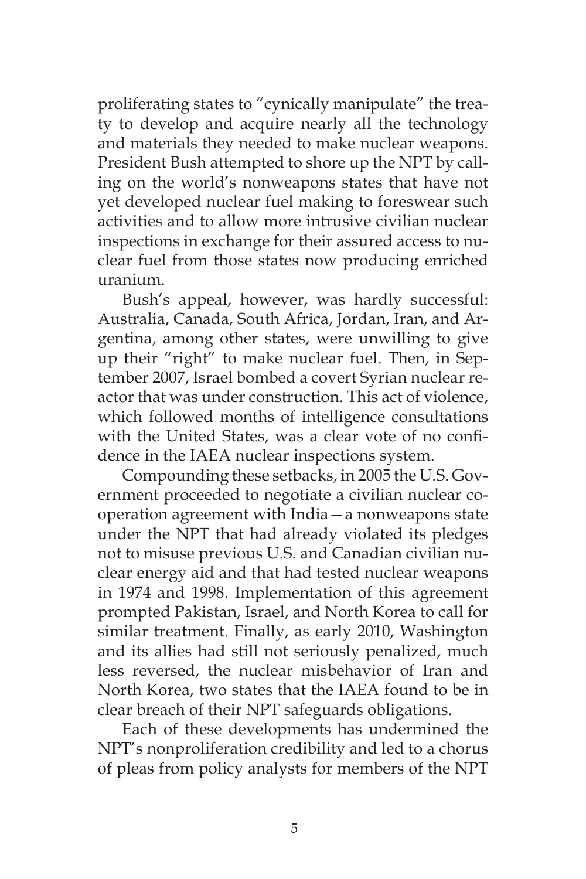proliferating states to "cynically manipulate" the treaty to develop and acquire nearly all the technology and materials they needed to make nuclear weapons. President Bush attempted to shore up the NPT by calling on the world's nonweapons states that have not yet developed nuclear fuel making to foreswear such activities and to allow more intrusive civilian nuclear inspections in exchange for their assured access to nuclear fuel from those states now producing enriched uranium.

Bush's appeal, however, was hardly successful: Australia, Canada, South Africa, Jordan, Iran, and Argentina, among other states, were unwilling to give up their "right" to make nuclear fuel. Then, in September 2007, Israel bombed a covert Syrian nuclear reactor that was under construction. This act of violence, which followed months of intelligence consultations with the United States, was a clear vote of no confidence in the IAEA nuclear inspections system.

Compounding these setbacks, in 2005 the U.S. Government proceeded to negotiate a civilian nuclear cooperation agreement with India—a nonweapons state under the NPT that had already violated its pledges not to misuse previous U.S. and Canadian civilian nuclear energy aid and that had tested nuclear weapons in 1974 and 1998. Implementation of this agreement prompted Pakistan, Israel, and North Korea to call for similar treatment. Finally, as early 2010, Washington and its allies had still not seriously penalized, much less reversed, the nuclear misbehavior of Iran and North Korea, two states that the IAEA found to be in clear breach of their NPT safeguards obligations.

Each of these developments has undermined the NPT's nonproliferation credibility and led to a chorus of pleas from policy analysts for members of the NPT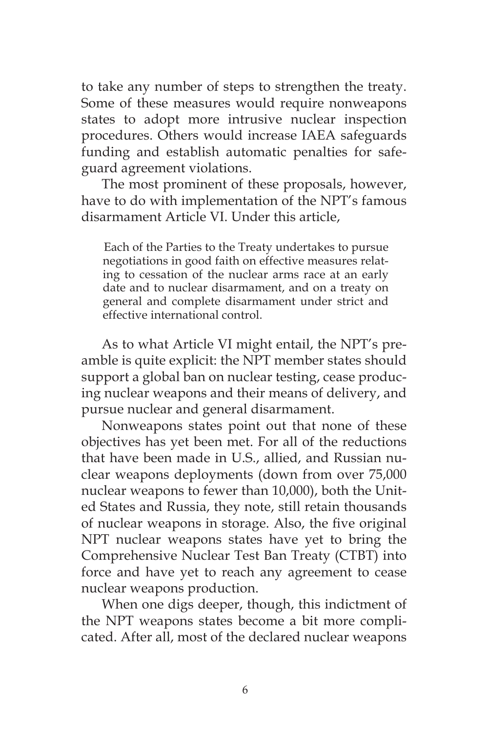to take any number of steps to strengthen the treaty. Some of these measures would require nonweapons states to adopt more intrusive nuclear inspection procedures. Others would increase IAEA safeguards funding and establish automatic penalties for safeguard agreement violations.

The most prominent of these proposals, however, have to do with implementation of the NPT's famous disarmament Article VI. Under this article,

> Each of the Parties to the Treaty undertakes to pursue negotiations in good faith on effective measures relating to cessation of the nuclear arms race at an early date and to nuclear disarmament, and on a treaty on general and complete disarmament under strict and effective international control.

As to what Article VI might entail, the NPT's preamble is quite explicit: the NPT member states should support a global ban on nuclear testing, cease producing nuclear weapons and their means of delivery, and pursue nuclear and general disarmament.

Nonweapons states point out that none of these objectives has yet been met. For all of the reductions that have been made in U.S., allied, and Russian nuclear weapons deployments (down from over 75,000 nuclear weapons to fewer than 10,000), both the United States and Russia, they note, still retain thousands of nuclear weapons in storage. Also, the five original NPT nuclear weapons states have yet to bring the Comprehensive Nuclear Test Ban Treaty (CTBT) into force and have yet to reach any agreement to cease nuclear weapons production.

When one digs deeper, though, this indictment of the NPT weapons states become a bit more complicated. After all, most of the declared nuclear weapons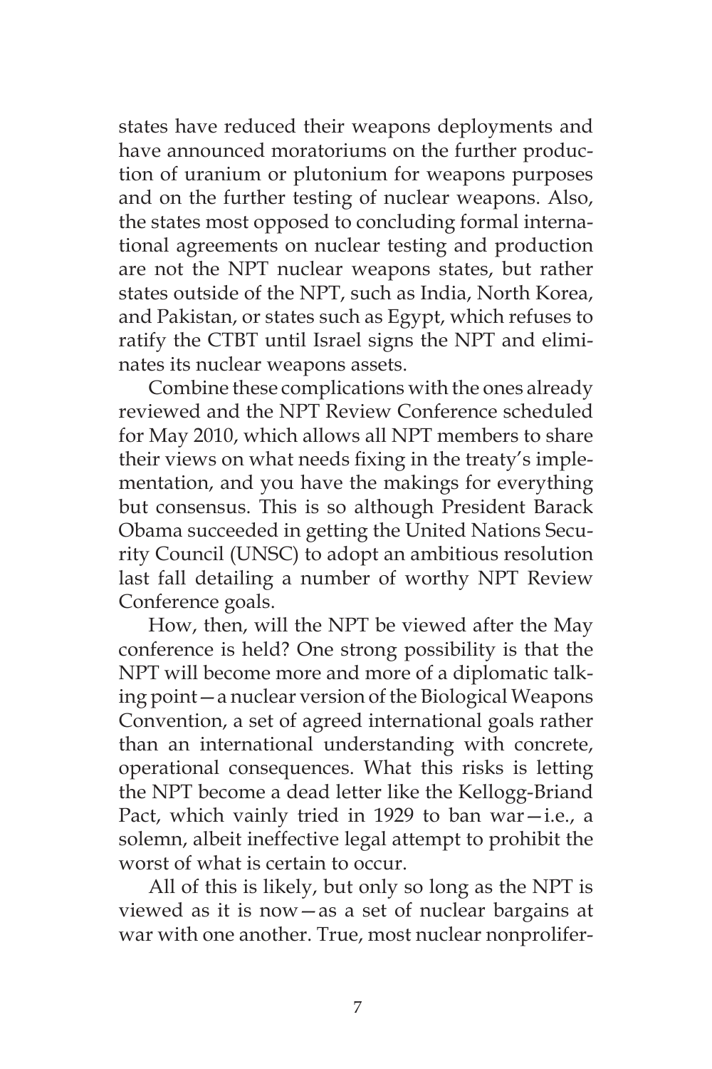states have reduced their weapons deployments and have announced moratoriums on the further production of uranium or plutonium for weapons purposes and on the further testing of nuclear weapons. Also, the states most opposed to concluding formal international agreements on nuclear testing and production are not the NPT nuclear weapons states, but rather states outside of the NPT, such as India, North Korea, and Pakistan, or states such as Egypt, which refuses to ratify the CTBT until Israel signs the NPT and eliminates its nuclear weapons assets.

Combine these complications with the ones already reviewed and the NPT Review Conference scheduled for May 2010, which allows all NPT members to share their views on what needs fixing in the treaty's implementation, and you have the makings for everything but consensus. This is so although President Barack Obama succeeded in getting the United Nations Security Council (UNSC) to adopt an ambitious resolution last fall detailing a number of worthy NPT Review Conference goals.

How, then, will the NPT be viewed after the May conference is held? One strong possibility is that the NPT will become more and more of a diplomatic talking point—a nuclear version of the Biological Weapons Convention, a set of agreed international goals rather than an international understanding with concrete, operational consequences. What this risks is letting the NPT become a dead letter like the Kellogg-Briand Pact, which vainly tried in 1929 to ban war—i.e., a solemn, albeit ineffective legal attempt to prohibit the worst of what is certain to occur.

All of this is likely, but only so long as the NPT is viewed as it is now—as a set of nuclear bargains at war with one another. True, most nuclear nonprolifer-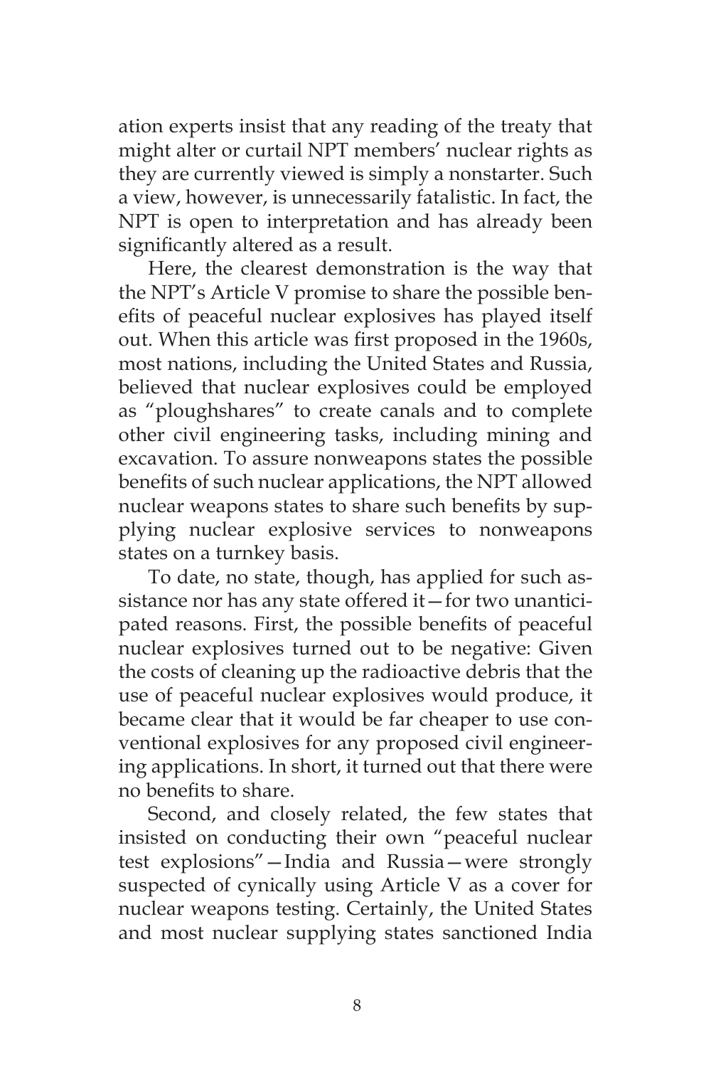ation experts insist that any reading of the treaty that might alter or curtail NPT members' nuclear rights as they are currently viewed is simply a nonstarter. Such a view, however, is unnecessarily fatalistic. In fact, the NPT is open to interpretation and has already been significantly altered as a result.

Here, the clearest demonstration is the way that the NPT's Article V promise to share the possible benefits of peaceful nuclear explosives has played itself out. When this article was first proposed in the 1960s, most nations, including the United States and Russia, believed that nuclear explosives could be employed as "ploughshares" to create canals and to complete other civil engineering tasks, including mining and excavation. To assure nonweapons states the possible benefits of such nuclear applications, the NPT allowed nuclear weapons states to share such benefits by supplying nuclear explosive services to nonweapons states on a turnkey basis.

To date, no state, though, has applied for such assistance nor has any state offered it—for two unanticipated reasons. First, the possible benefits of peaceful nuclear explosives turned out to be negative: Given the costs of cleaning up the radioactive debris that the use of peaceful nuclear explosives would produce, it became clear that it would be far cheaper to use conventional explosives for any proposed civil engineering applications. In short, it turned out that there were no benefits to share.

Second, and closely related, the few states that insisted on conducting their own "peaceful nuclear test explosions"—India and Russia—were strongly suspected of cynically using Article V as a cover for nuclear weapons testing. Certainly, the United States and most nuclear supplying states sanctioned India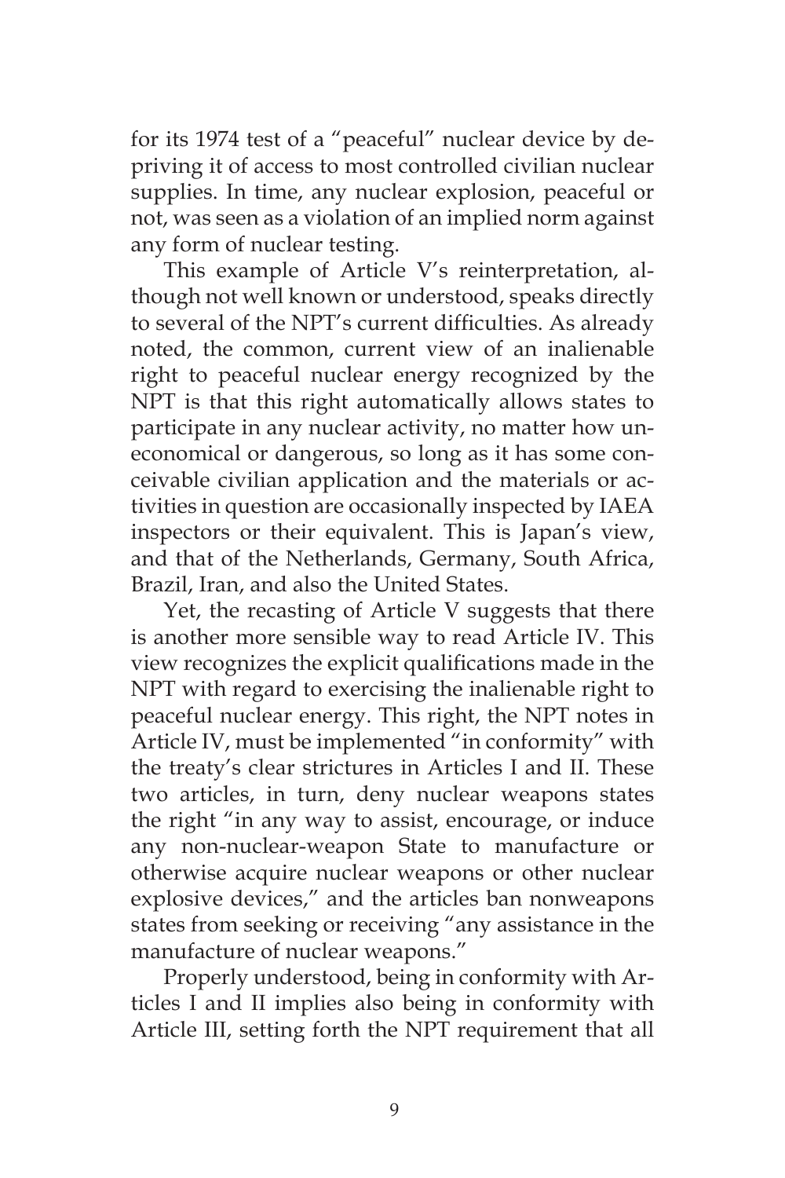for its 1974 test of a "peaceful" nuclear device by depriving it of access to most controlled civilian nuclear supplies. In time, any nuclear explosion, peaceful or not, was seen as a violation of an implied norm against any form of nuclear testing.

This example of Article V's reinterpretation, although not well known or understood, speaks directly to several of the NPT's current difficulties. As already noted, the common, current view of an inalienable right to peaceful nuclear energy recognized by the NPT is that this right automatically allows states to participate in any nuclear activity, no matter how uneconomical or dangerous, so long as it has some conceivable civilian application and the materials or activities in question are occasionally inspected by IAEA inspectors or their equivalent. This is Japan's view, and that of the Netherlands, Germany, South Africa, Brazil, Iran, and also the United States.

Yet, the recasting of Article V suggests that there is another more sensible way to read Article IV. This view recognizes the explicit qualifications made in the NPT with regard to exercising the inalienable right to peaceful nuclear energy. This right, the NPT notes in Article IV, must be implemented "in conformity" with the treaty's clear strictures in Articles I and II. These two articles, in turn, deny nuclear weapons states the right "in any way to assist, encourage, or induce any non-nuclear-weapon State to manufacture or otherwise acquire nuclear weapons or other nuclear explosive devices," and the articles ban nonweapons states from seeking or receiving "any assistance in the manufacture of nuclear weapons."

Properly understood, being in conformity with Articles I and II implies also being in conformity with Article III, setting forth the NPT requirement that all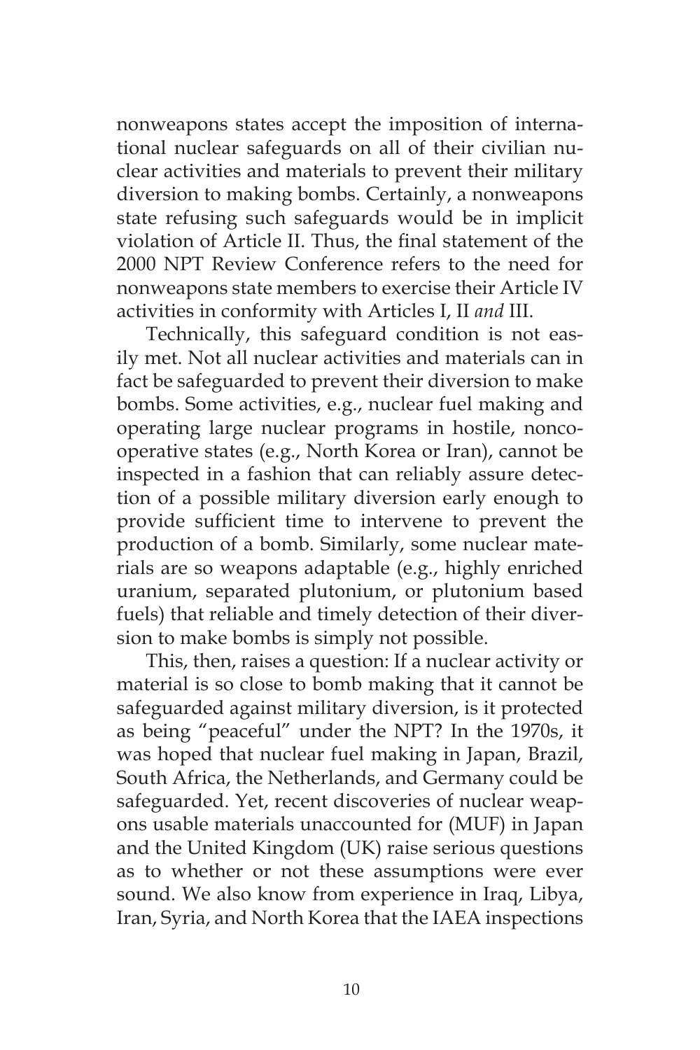nonweapons states accept the imposition of international nuclear safeguards on all of their civilian nuclear activities and materials to prevent their military diversion to making bombs. Certainly, a nonweapons state refusing such safeguards would be in implicit violation of Article II. Thus, the final statement of the 2000 NPT Review Conference refers to the need for nonweapons state members to exercise their Article IV activities in conformity with Articles I, II *and* III.

Technically, this safeguard condition is not easily met. Not all nuclear activities and materials can in fact be safeguarded to prevent their diversion to make bombs. Some activities, e.g., nuclear fuel making and operating large nuclear programs in hostile, noncooperative states (e.g., North Korea or Iran), cannot be inspected in a fashion that can reliably assure detection of a possible military diversion early enough to provide sufficient time to intervene to prevent the production of a bomb. Similarly, some nuclear materials are so weapons adaptable (e.g., highly enriched uranium, separated plutonium, or plutonium based fuels) that reliable and timely detection of their diversion to make bombs is simply not possible.

This, then, raises a question: If a nuclear activity or material is so close to bomb making that it cannot be safeguarded against military diversion, is it protected as being "peaceful" under the NPT? In the 1970s, it was hoped that nuclear fuel making in Japan, Brazil, South Africa, the Netherlands, and Germany could be safeguarded. Yet, recent discoveries of nuclear weapons usable materials unaccounted for (MUF) in Japan and the United Kingdom (UK) raise serious questions as to whether or not these assumptions were ever sound. We also know from experience in Iraq, Libya, Iran, Syria, and North Korea that the IAEA inspections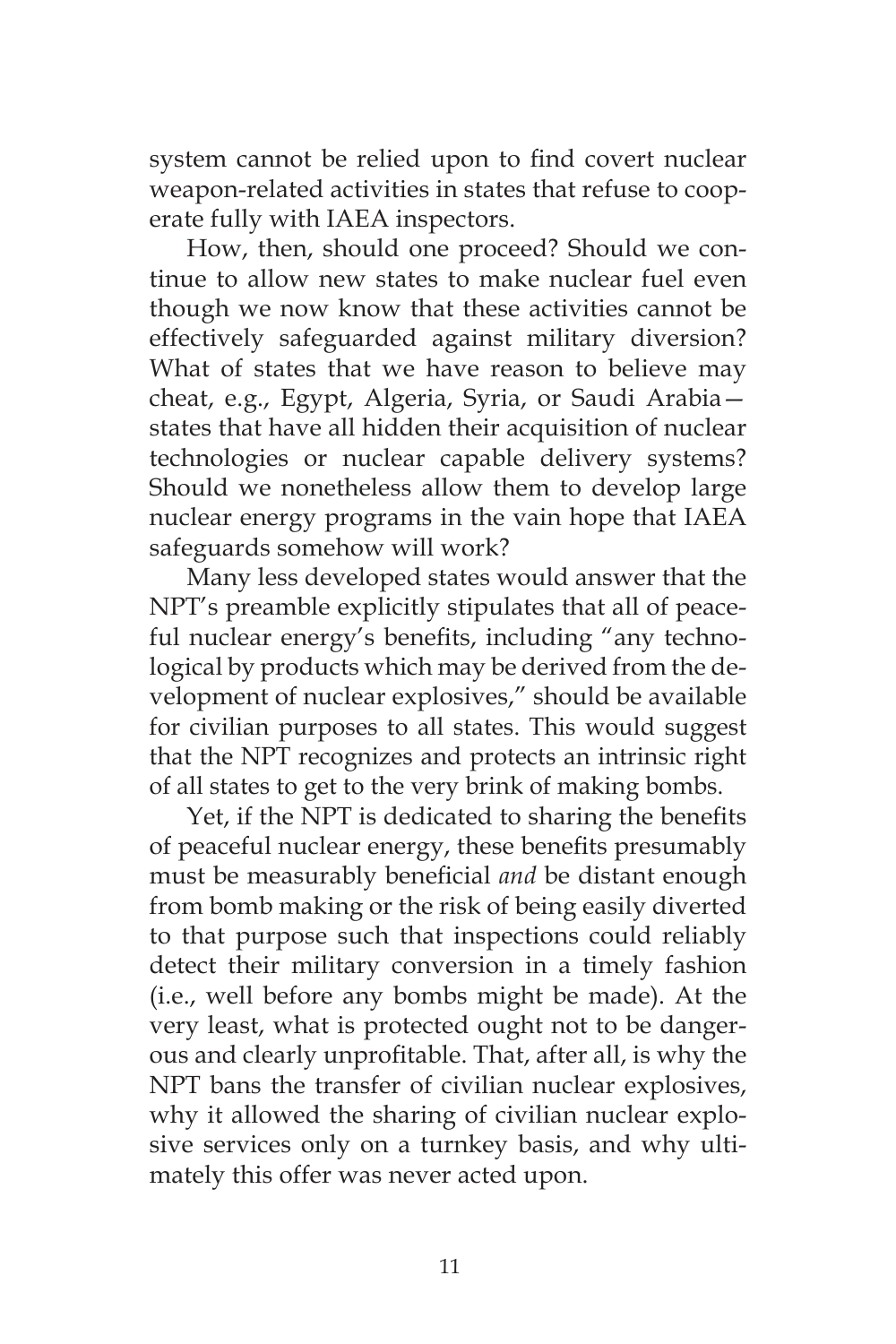system cannot be relied upon to find covert nuclear weapon-related activities in states that refuse to cooperate fully with IAEA inspectors.

How, then, should one proceed? Should we continue to allow new states to make nuclear fuel even though we now know that these activities cannot be effectively safeguarded against military diversion? What of states that we have reason to believe may cheat, e.g., Egypt, Algeria, Syria, or Saudi Arabia—states that have all hidden their acquisition of nuclear technologies or nuclear capable delivery systems? Should we nonetheless allow them to develop large nuclear energy programs in the vain hope that IAEA safeguards somehow will work?

Many less developed states would answer that the NPT's preamble explicitly stipulates that all of peaceful nuclear energy's benefits, including "any technological by products which may be derived from the development of nuclear explosives," should be available for civilian purposes to all states. This would suggest that the NPT recognizes and protects an intrinsic right of all states to get to the very brink of making bombs.

Yet, if the NPT is dedicated to sharing the benefits of peaceful nuclear energy, these benefits presumably must be measurably beneficial *and* be distant enough from bomb making or the risk of being easily diverted to that purpose such that inspections could reliably detect their military conversion in a timely fashion (i.e., well before any bombs might be made). At the very least, what is protected ought not to be dangerous and clearly unprofitable. That, after all, is why the NPT bans the transfer of civilian nuclear explosives, why it allowed the sharing of civilian nuclear explosive services only on a turnkey basis, and why ultimately this offer was never acted upon.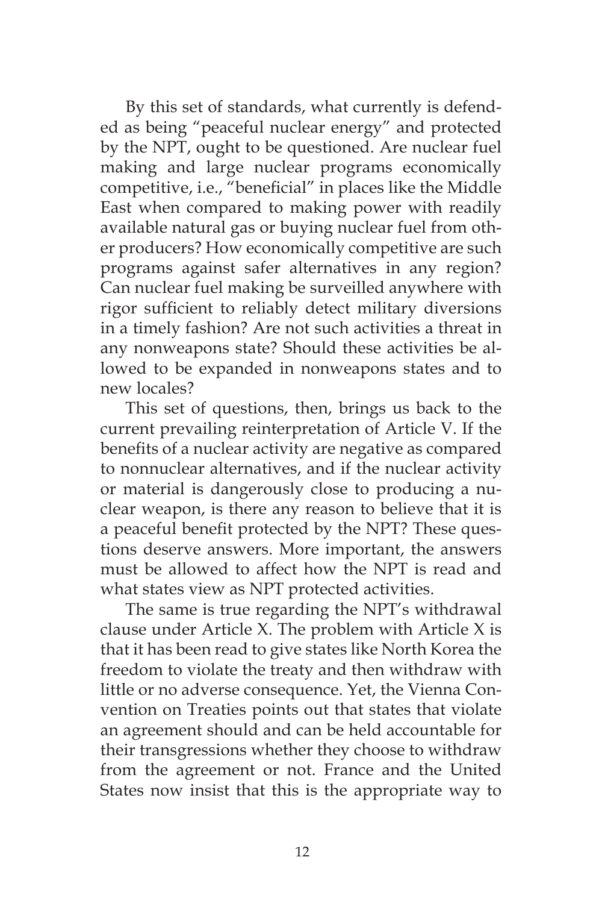By this set of standards, what currently is defended as being "peaceful nuclear energy" and protected by the NPT, ought to be questioned. Are nuclear fuel making and large nuclear programs economically competitive, i.e., "beneficial" in places like the Middle East when compared to making power with readily available natural gas or buying nuclear fuel from other producers? How economically competitive are such programs against safer alternatives in any region? Can nuclear fuel making be surveilled anywhere with rigor sufficient to reliably detect military diversions in a timely fashion? Are not such activities a threat in any nonweapons state? Should these activities be allowed to be expanded in nonweapons states and to new locales?

This set of questions, then, brings us back to the current prevailing reinterpretation of Article V. If the benefits of a nuclear activity are negative as compared to nonnuclear alternatives, and if the nuclear activity or material is dangerously close to producing a nuclear weapon, is there any reason to believe that it is a peaceful benefit protected by the NPT? These questions deserve answers. More important, the answers must be allowed to affect how the NPT is read and what states view as NPT protected activities.

The same is true regarding the NPT's withdrawal clause under Article X. The problem with Article X is that it has been read to give states like North Korea the freedom to violate the treaty and then withdraw with little or no adverse consequence. Yet, the Vienna Convention on Treaties points out that states that violate an agreement should and can be held accountable for their transgressions whether they choose to withdraw from the agreement or not. France and the United States now insist that this is the appropriate way to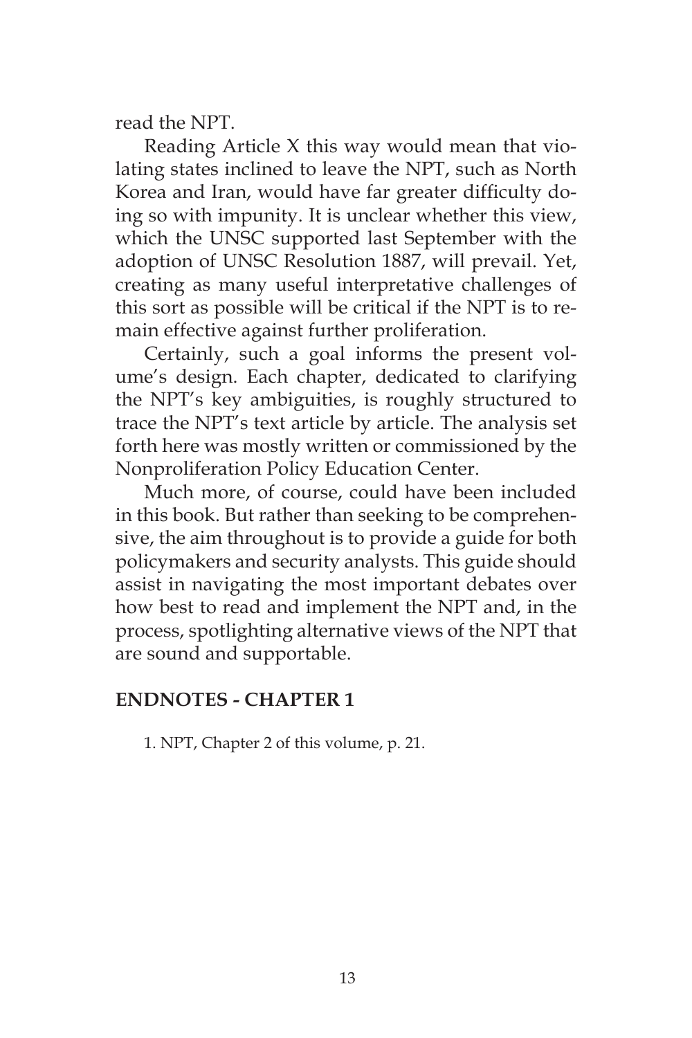read the NPT.

Reading Article X this way would mean that violating states inclined to leave the NPT, such as North Korea and Iran, would have far greater difficulty doing so with impunity. It is unclear whether this view, which the UNSC supported last September with the adoption of UNSC Resolution 1887, will prevail. Yet, creating as many useful interpretative challenges of this sort as possible will be critical if the NPT is to remain effective against further proliferation.

Certainly, such a goal informs the present volume's design. Each chapter, dedicated to clarifying the NPT's key ambiguities, is roughly structured to trace the NPT's text article by article. The analysis set forth here was mostly written or commissioned by the Nonproliferation Policy Education Center.

Much more, of course, could have been included in this book. But rather than seeking to be comprehensive, the aim throughout is to provide a guide for both policymakers and security analysts. This guide should assist in navigating the most important debates over how best to read and implement the NPT and, in the process, spotlighting alternative views of the NPT that are sound and supportable.

## ENDNOTES - CHAPTER 1

1. NPT, Chapter 2 of this volume, p. 21.